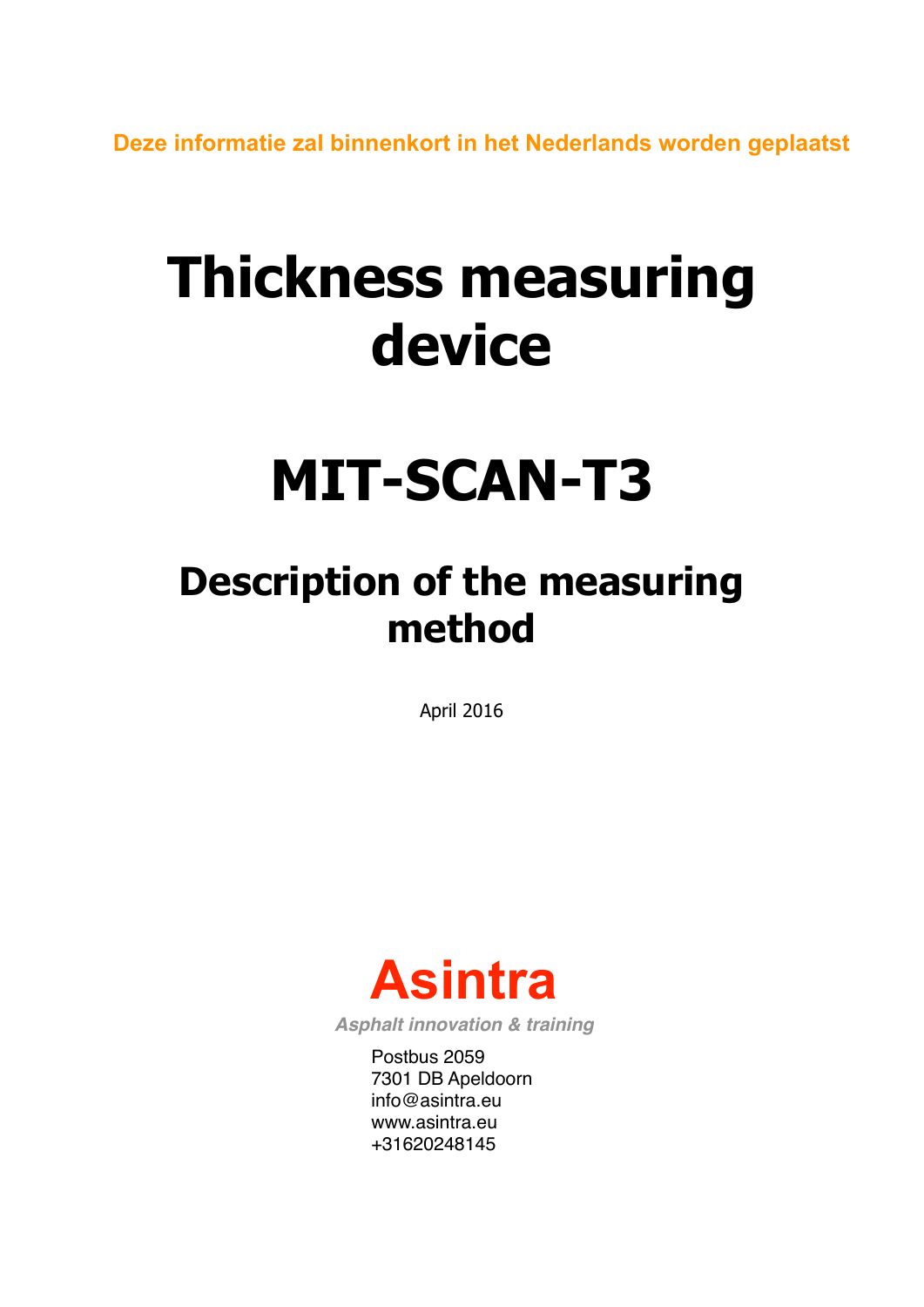Deze informatie zal binnenkort in het Nederlands worden geplaatst

# Thickness measuring device

# MIT-SCAN-T3

## Description of the measuring method

April 2016

**Asintra**

*Asphalt innovation & training*

Postbus 2059
7301 DB Apeldoorn
info@asintra.eu
www.asintra.eu
+31620248145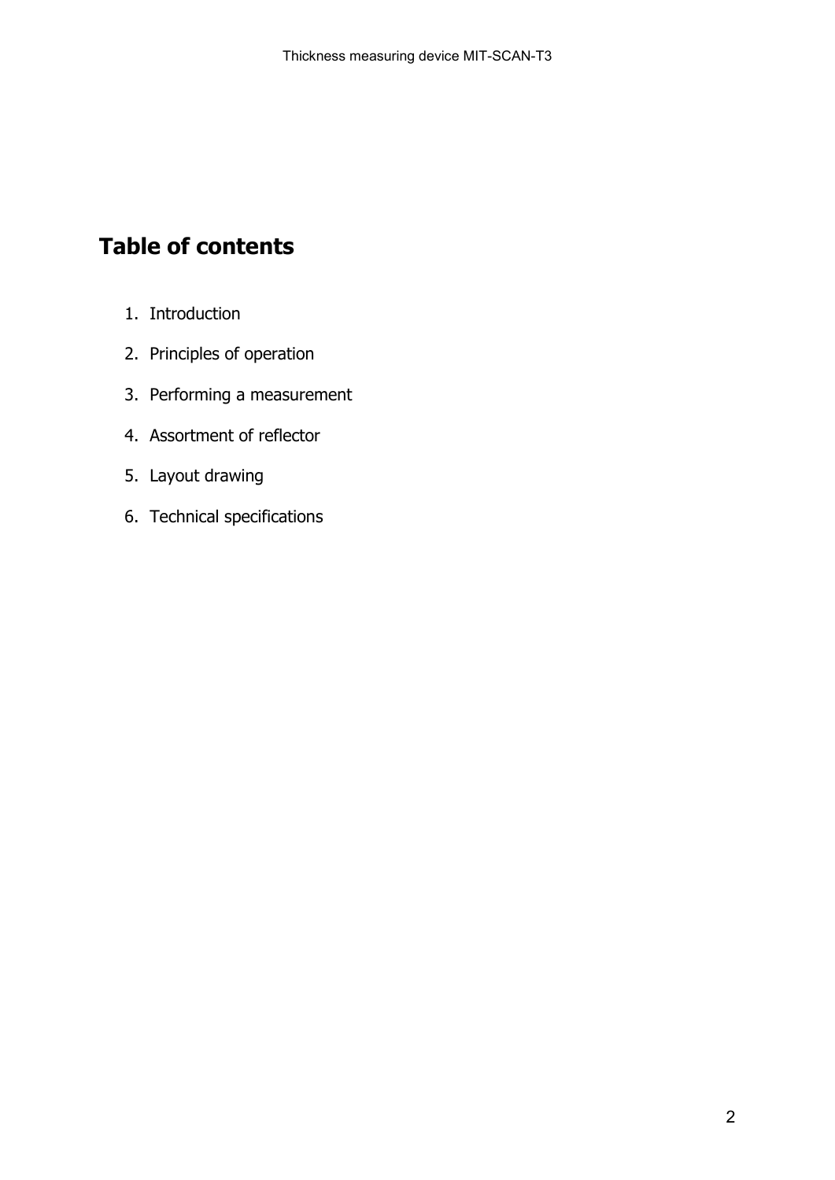# Table of contents

1. Introduction
2. Principles of operation
3. Performing a measurement
4. Assortment of reflector
5. Layout drawing
6. Technical specifications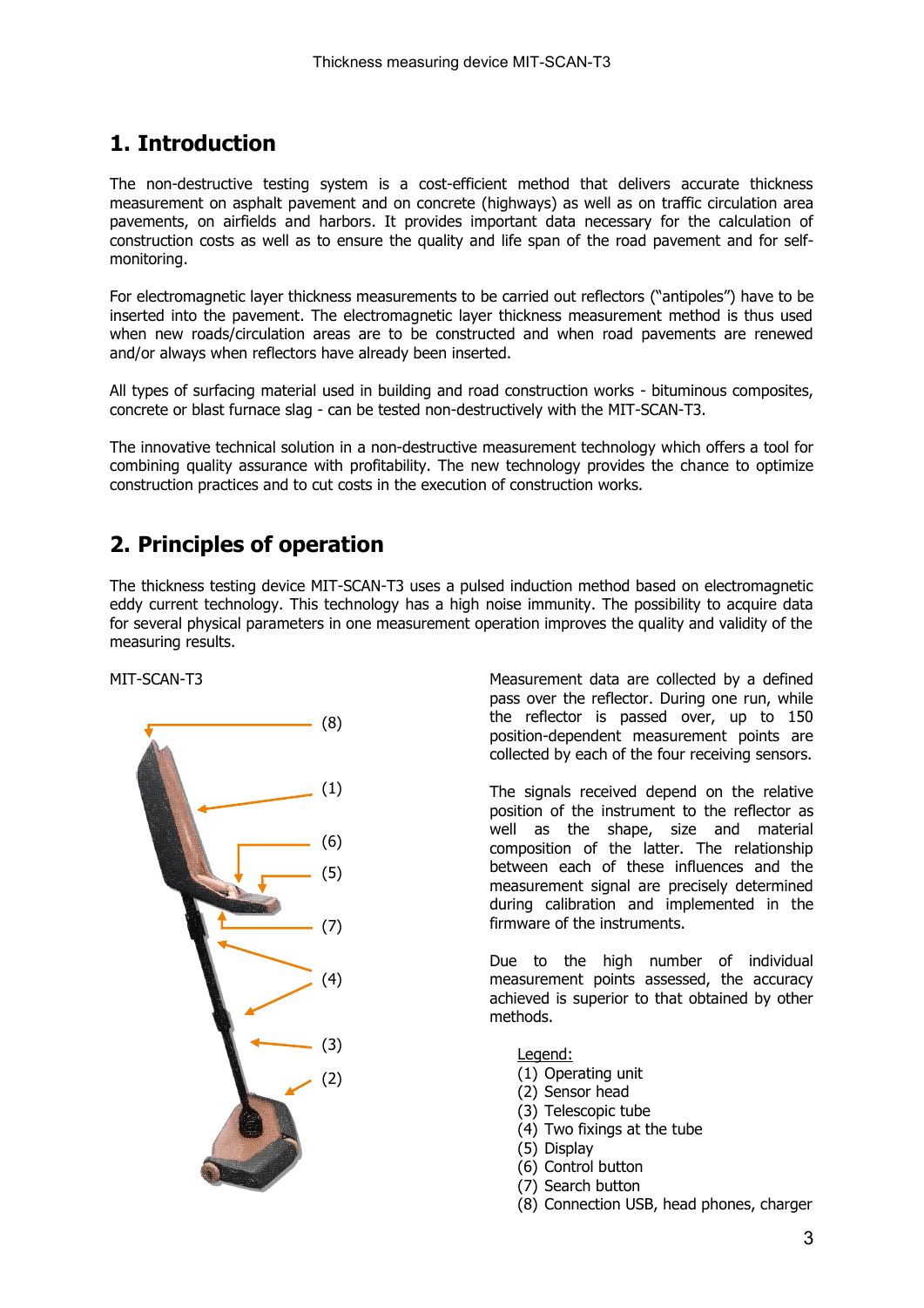## 1. Introduction

The non-destructive testing system is a cost-efficient method that delivers accurate thickness measurement on asphalt pavement and on concrete (highways) as well as on traffic circulation area pavements, on airfields and harbors. It provides important data necessary for the calculation of construction costs as well as to ensure the quality and life span of the road pavement and for self-monitoring.

For electromagnetic layer thickness measurements to be carried out reflectors ("antipoles") have to be inserted into the pavement. The electromagnetic layer thickness measurement method is thus used when new roads/circulation areas are to be constructed and when road pavements are renewed and/or always when reflectors have already been inserted.

All types of surfacing material used in building and road construction works - bituminous composites, concrete or blast furnace slag - can be tested non-destructively with the MIT-SCAN-T3.

The innovative technical solution in a non-destructive measurement technology which offers a tool for combining quality assurance with profitability. The new technology provides the chance to optimize construction practices and to cut costs in the execution of construction works.

## 2. Principles of operation

The thickness testing device MIT-SCAN-T3 uses a pulsed induction method based on electromagnetic eddy current technology. This technology has a high noise immunity. The possibility to acquire data for several physical parameters in one measurement operation improves the quality and validity of the measuring results.

MIT-SCAN-T3

(8)

(1)

(6)

(5)

(7)

(4)

(3)

(2)

Measurement data are collected by a defined pass over the reflector. During one run, while the reflector is passed over, up to 150 position-dependent measurement points are collected by each of the four receiving sensors.

The signals received depend on the relative position of the instrument to the reflector as well as the shape, size and material composition of the latter. The relationship between each of these influences and the measurement signal are precisely determined during calibration and implemented in the firmware of the instruments.

Due to the high number of individual measurement points assessed, the accuracy achieved is superior to that obtained by other methods.

Legend:

(1) Operating unit
(2) Sensor head
(3) Telescopic tube
(4) Two fixings at the tube
(5) Display
(6) Control button
(7) Search button
(8) Connection USB, head phones, charger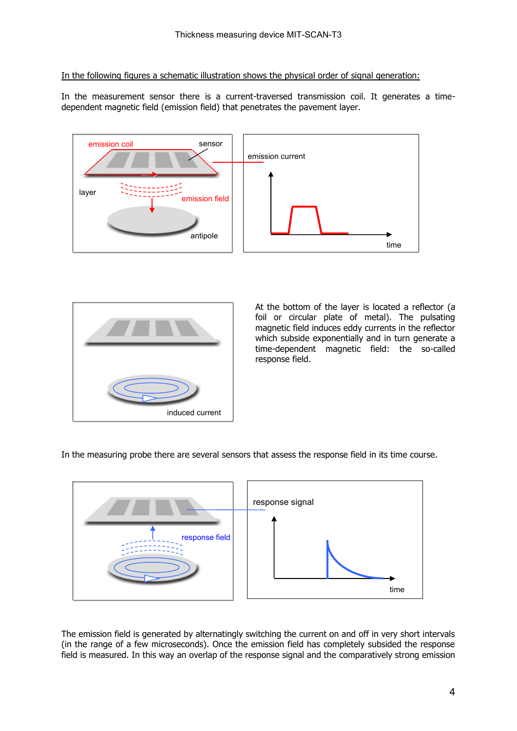<u>In the following figures a schematic illustration shows the physical order of signal generation:</u>

In the measurement sensor there is a current-traversed transmission coil. It generates a time-dependent magnetic field (emission field) that penetrates the pavement layer.

emission coil · sensor · layer · emission field · antipole · emission current · time

induced current

At the bottom of the layer is located a reflector (a foil or circular plate of metal). The pulsating magnetic field induces eddy currents in the reflector which subside exponentially and in turn generate a time-dependent magnetic field: the so-called response field.

In the measuring probe there are several sensors that assess the response field in its time course.

response field · response signal · time

The emission field is generated by alternatingly switching the current on and off in very short intervals (in the range of a few microseconds). Once the emission field has completely subsided the response field is measured. In this way an overlap of the response signal and the comparatively strong emission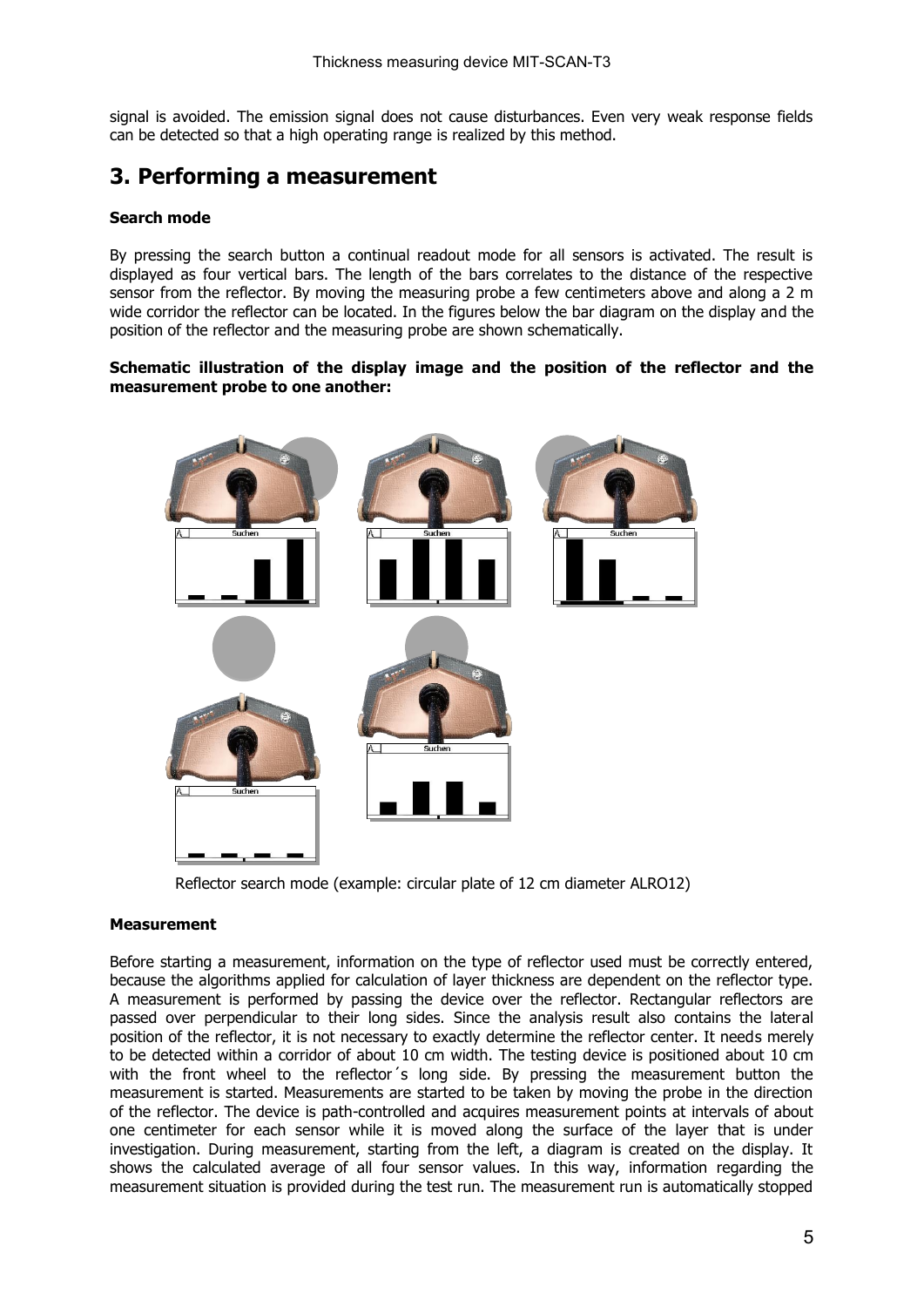signal is avoided. The emission signal does not cause disturbances. Even very weak response fields can be detected so that a high operating range is realized by this method.

## 3. Performing a measurement

**Search mode**

By pressing the search button a continual readout mode for all sensors is activated. The result is displayed as four vertical bars. The length of the bars correlates to the distance of the respective sensor from the reflector. By moving the measuring probe a few centimeters above and along a 2 m wide corridor the reflector can be located. In the figures below the bar diagram on the display and the position of the reflector and the measuring probe are shown schematically.

**Schematic illustration of the display image and the position of the reflector and the measurement probe to one another:**

Reflector search mode (example: circular plate of 12 cm diameter ALRO12)

**Measurement**

Before starting a measurement, information on the type of reflector used must be correctly entered, because the algorithms applied for calculation of layer thickness are dependent on the reflector type. A measurement is performed by passing the device over the reflector. Rectangular reflectors are passed over perpendicular to their long sides. Since the analysis result also contains the lateral position of the reflector, it is not necessary to exactly determine the reflector center. It needs merely to be detected within a corridor of about 10 cm width. The testing device is positioned about 10 cm with the front wheel to the reflector´s long side. By pressing the measurement button the measurement is started. Measurements are started to be taken by moving the probe in the direction of the reflector. The device is path-controlled and acquires measurement points at intervals of about one centimeter for each sensor while it is moved along the surface of the layer that is under investigation. During measurement, starting from the left, a diagram is created on the display. It shows the calculated average of all four sensor values. In this way, information regarding the measurement situation is provided during the test run. The measurement run is automatically stopped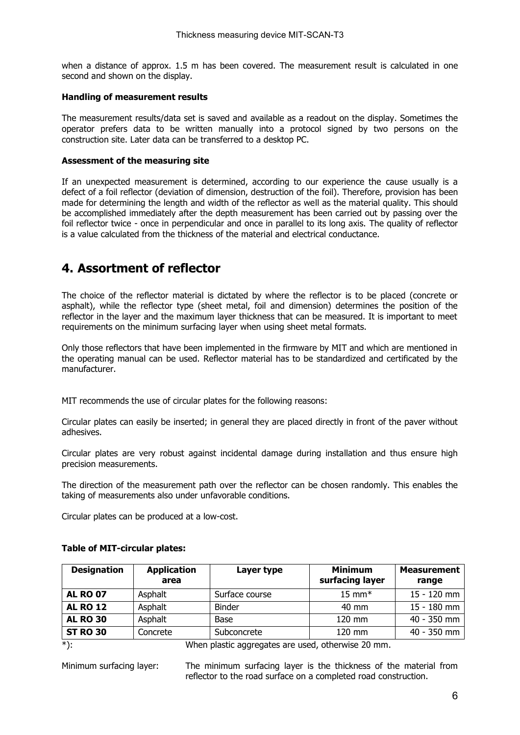when a distance of approx. 1.5 m has been covered. The measurement result is calculated in one second and shown on the display.

**Handling of measurement results**

The measurement results/data set is saved and available as a readout on the display. Sometimes the operator prefers data to be written manually into a protocol signed by two persons on the construction site. Later data can be transferred to a desktop PC.

**Assessment of the measuring site**

If an unexpected measurement is determined, according to our experience the cause usually is a defect of a foil reflector (deviation of dimension, destruction of the foil). Therefore, provision has been made for determining the length and width of the reflector as well as the material quality. This should be accomplished immediately after the depth measurement has been carried out by passing over the foil reflector twice - once in perpendicular and once in parallel to its long axis. The quality of reflector is a value calculated from the thickness of the material and electrical conductance.

## 4. Assortment of reflector

The choice of the reflector material is dictated by where the reflector is to be placed (concrete or asphalt), while the reflector type (sheet metal, foil and dimension) determines the position of the reflector in the layer and the maximum layer thickness that can be measured. It is important to meet requirements on the minimum surfacing layer when using sheet metal formats.

Only those reflectors that have been implemented in the firmware by MIT and which are mentioned in the operating manual can be used. Reflector material has to be standardized and certificated by the manufacturer.

MIT recommends the use of circular plates for the following reasons:

Circular plates can easily be inserted; in general they are placed directly in front of the paver without adhesives.

Circular plates are very robust against incidental damage during installation and thus ensure high precision measurements.

The direction of the measurement path over the reflector can be chosen randomly. This enables the taking of measurements also under unfavorable conditions.

Circular plates can be produced at a low-cost.

**Table of MIT-circular plates:**

| Designation | Application area | Layer type | Minimum surfacing layer | Measurement range |
|---|---|---|---|---|
| **AL RO 07** | Asphalt | Surface course | 15 mm* | 15 - 120 mm |
| **AL RO 12** | Asphalt | Binder | 40 mm | 15 - 180 mm |
| **AL RO 30** | Asphalt | Base | 120 mm | 40 - 350 mm |
| **ST RO 30** | Concrete | Subconcrete | 120 mm | 40 - 350 mm |

*): When plastic aggregates are used, otherwise 20 mm.

Minimum surfacing layer: The minimum surfacing layer is the thickness of the material from reflector to the road surface on a completed road construction.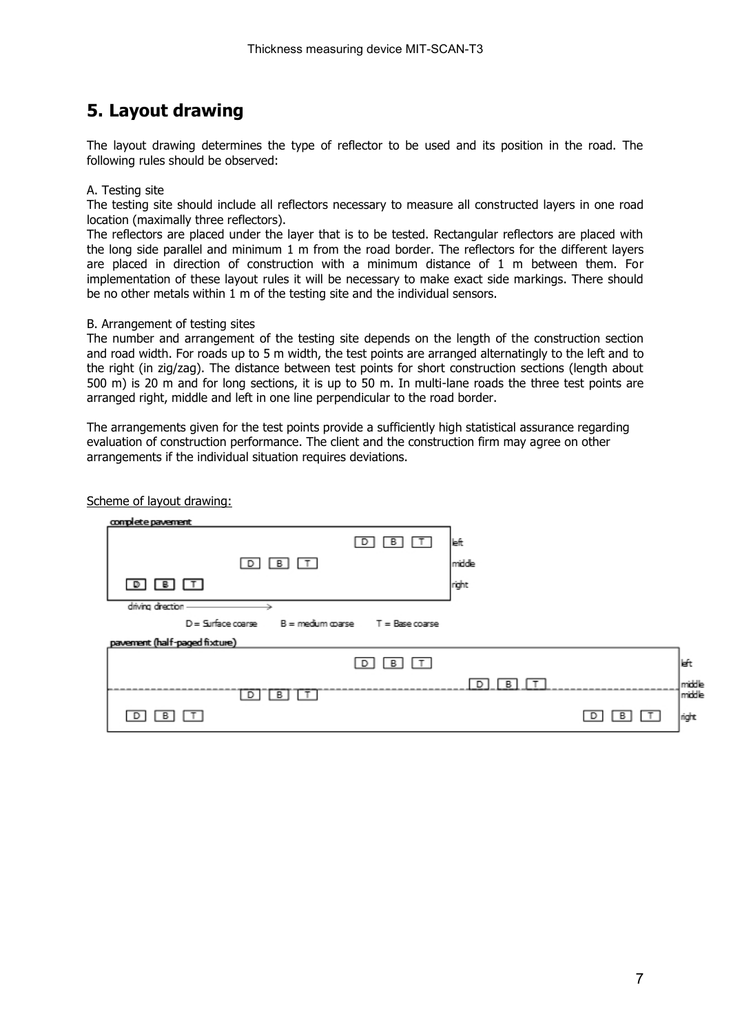# 5. Layout drawing

The layout drawing determines the type of reflector to be used and its position in the road. The following rules should be observed:

A. Testing site

The testing site should include all reflectors necessary to measure all constructed layers in one road location (maximally three reflectors).

The reflectors are placed under the layer that is to be tested. Rectangular reflectors are placed with the long side parallel and minimum 1 m from the road border. The reflectors for the different layers are placed in direction of construction with a minimum distance of 1 m between them. For implementation of these layout rules it will be necessary to make exact side markings. There should be no other metals within 1 m of the testing site and the individual sensors.

B. Arrangement of testing sites

The number and arrangement of the testing site depends on the length of the construction section and road width. For roads up to 5 m width, the test points are arranged alternatingly to the left and to the right (in zig/zag). The distance between test points for short construction sections (length about 500 m) is 20 m and for long sections, it is up to 50 m. In multi-lane roads the three test points are arranged right, middle and left in one line perpendicular to the road border.

The arrangements given for the test points provide a sufficiently high statistical assurance regarding evaluation of construction performance. The client and the construction firm may agree on other arrangements if the individual situation requires deviations.

Scheme of layout drawing:

complete pavement

D B T — left

D B T — middle

D B T — right

driving direction →

D = Surface coarse B = medium coarse T = Base coarse

pavement (half-paged fixture)

D B T — left

D B T — middle

D B T — middle

D B T — right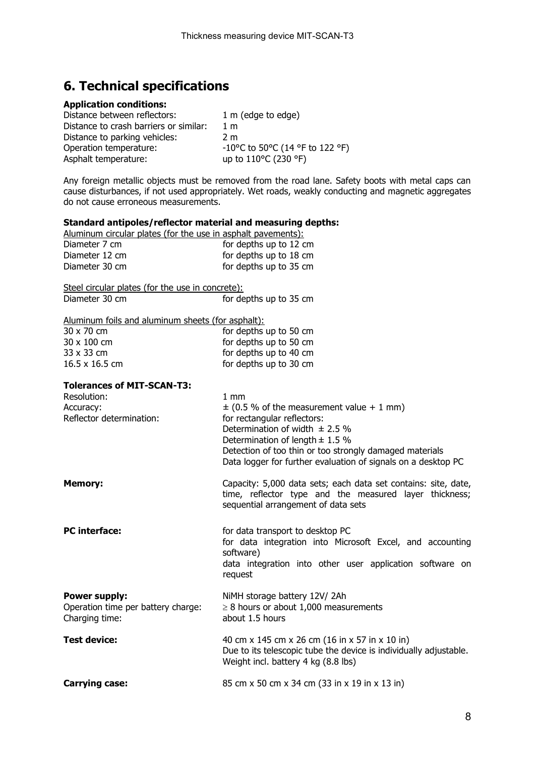# 6. Technical specifications

**Application conditions:**

| | |
|---|---|
| Distance between reflectors: | 1 m (edge to edge) |
| Distance to crash barriers or similar: | 1 m |
| Distance to parking vehicles: | 2 m |
| Operation temperature: | -10°C to 50°C (14 °F to 122 °F) |
| Asphalt temperature: | up to 110°C (230 °F) |

Any foreign metallic objects must be removed from the road lane. Safety boots with metal caps can cause disturbances, if not used appropriately. Wet roads, weakly conducting and magnetic aggregates do not cause erroneous measurements.

**Standard antipoles/reflector material and measuring depths:**

Aluminum circular plates (for the use in asphalt pavements):

| | |
|---|---|
| Diameter 7 cm | for depths up to 12 cm |
| Diameter 12 cm | for depths up to 18 cm |
| Diameter 30 cm | for depths up to 35 cm |

Steel circular plates (for the use in concrete):

| | |
|---|---|
| Diameter 30 cm | for depths up to 35 cm |

Aluminum foils and aluminum sheets (for asphalt):

| | |
|---|---|
| 30 x 70 cm | for depths up to 50 cm |
| 30 x 100 cm | for depths up to 50 cm |
| 33 x 33 cm | for depths up to 40 cm |
| 16.5 x 16.5 cm | for depths up to 30 cm |

**Tolerances of MIT-SCAN-T3:**

| | |
|---|---|
| Resolution: | 1 mm |
| Accuracy: | ± (0.5 % of the measurement value + 1 mm) |
| Reflector determination: | for rectangular reflectors:<br>Determination of width ± 2.5 %<br>Determination of length ± 1.5 %<br>Detection of too thin or too strongly damaged materials<br>Data logger for further evaluation of signals on a desktop PC |

**Memory:** Capacity: 5,000 data sets; each data set contains: site, date, time, reflector type and the measured layer thickness; sequential arrangement of data sets

**PC interface:** for data transport to desktop PC
for data integration into Microsoft Excel, and accounting software)
data integration into other user application software on request

| | |
|---|---|
| **Power supply:** | NiMH storage battery 12V/ 2Ah |
| Operation time per battery charge: | ≥ 8 hours or about 1,000 measurements |
| Charging time: | about 1.5 hours |

**Test device:** 40 cm x 145 cm x 26 cm (16 in x 57 in x 10 in)
Due to its telescopic tube the device is individually adjustable.
Weight incl. battery 4 kg (8.8 lbs)

**Carrying case:** 85 cm x 50 cm x 34 cm (33 in x 19 in x 13 in)